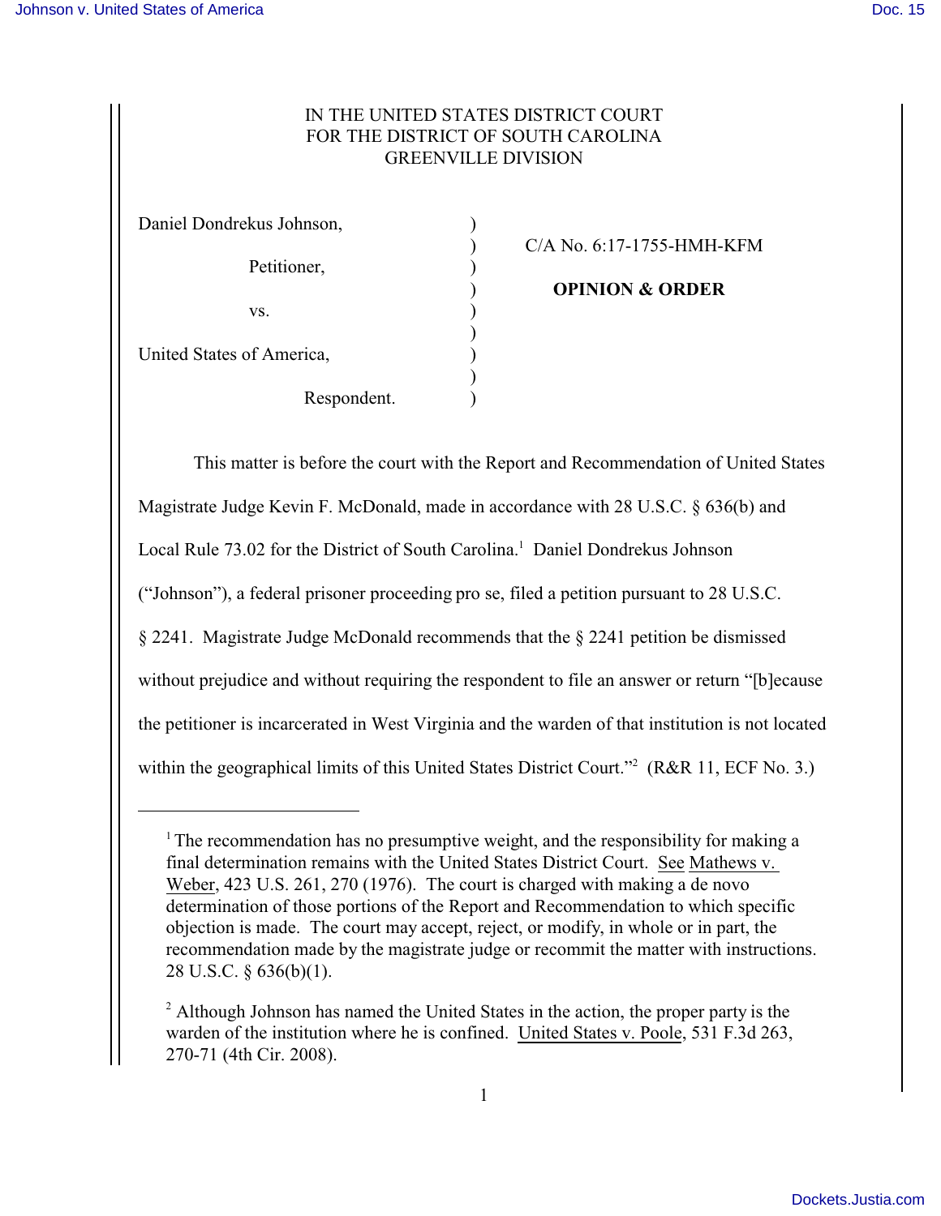IN THE UNITED STATES DISTRICT COURT
FOR THE DISTRICT OF SOUTH CAROLINA
GREENVILLE DIVISION

| | | |
|---|---|---|
| Daniel Dondrekus Johnson, | ) | C/A No. 6:17-1755-HMH-KFM |
| Petitioner, | ) | |
| vs. | ) | **OPINION & ORDER** |
| United States of America, | ) | |
| Respondent. | ) | |

This matter is before the court with the Report and Recommendation of United States Magistrate Judge Kevin F. McDonald, made in accordance with 28 U.S.C. § 636(b) and Local Rule 73.02 for the District of South Carolina.[1] Daniel Dondrekus Johnson ("Johnson"), a federal prisoner proceeding pro se, filed a petition pursuant to 28 U.S.C. § 2241. Magistrate Judge McDonald recommends that the § 2241 petition be dismissed without prejudice and without requiring the respondent to file an answer or return "[b]ecause the petitioner is incarcerated in West Virginia and the warden of that institution is not located within the geographical limits of this United States District Court."[2] (R&R 11, ECF No. 3.)

---

[1] The recommendation has no presumptive weight, and the responsibility for making a final determination remains with the United States District Court. See Mathews v. Weber, 423 U.S. 261, 270 (1976). The court is charged with making a de novo determination of those portions of the Report and Recommendation to which specific objection is made. The court may accept, reject, or modify, in whole or in part, the recommendation made by the magistrate judge or recommit the matter with instructions. 28 U.S.C. § 636(b)(1).

[2] Although Johnson has named the United States in the action, the proper party is the warden of the institution where he is confined. United States v. Poole, 531 F.3d 263, 270-71 (4th Cir. 2008).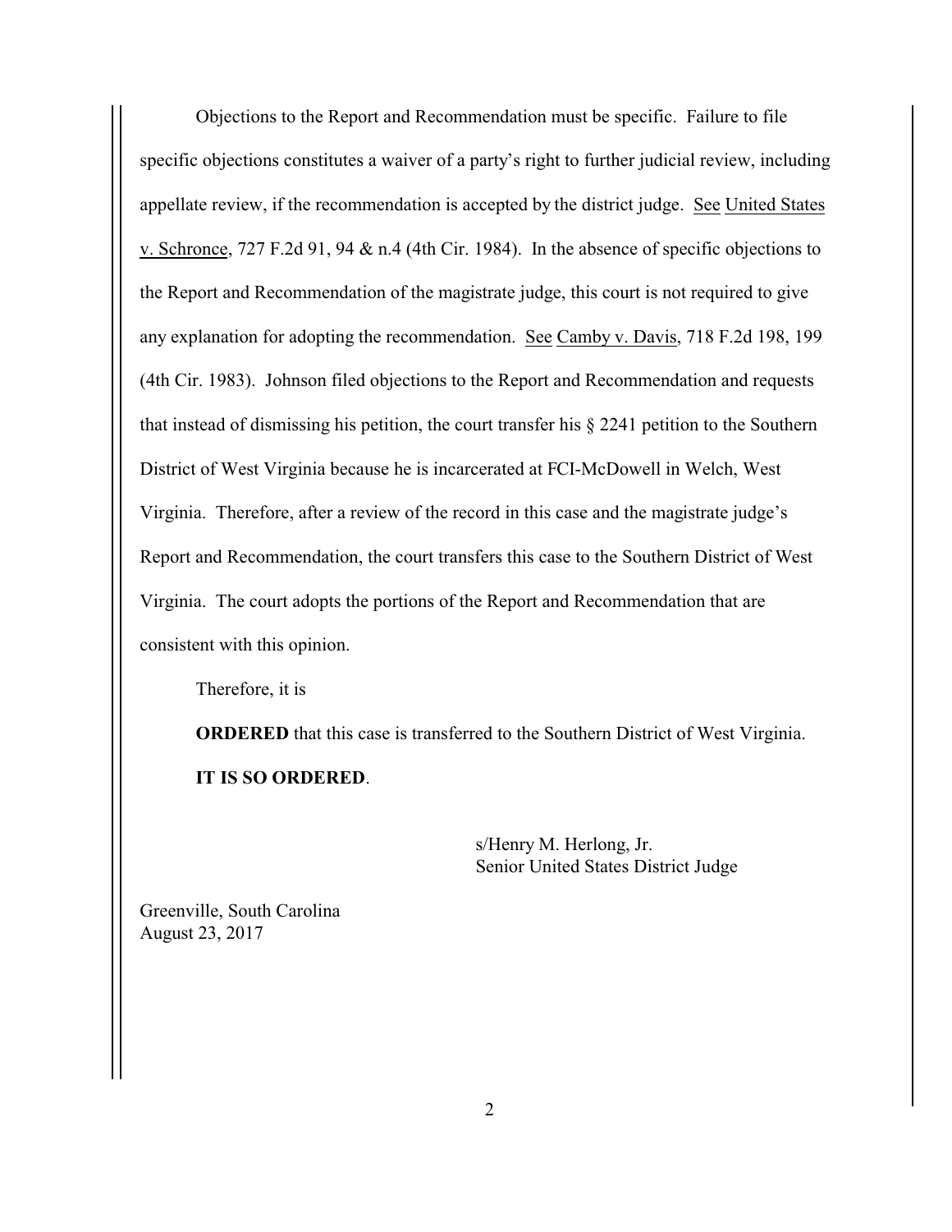Objections to the Report and Recommendation must be specific. Failure to file specific objections constitutes a waiver of a party's right to further judicial review, including appellate review, if the recommendation is accepted by the district judge. See United States v. Schronce, 727 F.2d 91, 94 & n.4 (4th Cir. 1984). In the absence of specific objections to the Report and Recommendation of the magistrate judge, this court is not required to give any explanation for adopting the recommendation. See Camby v. Davis, 718 F.2d 198, 199 (4th Cir. 1983). Johnson filed objections to the Report and Recommendation and requests that instead of dismissing his petition, the court transfer his § 2241 petition to the Southern District of West Virginia because he is incarcerated at FCI-McDowell in Welch, West Virginia. Therefore, after a review of the record in this case and the magistrate judge's Report and Recommendation, the court transfers this case to the Southern District of West Virginia. The court adopts the portions of the Report and Recommendation that are consistent with this opinion.

Therefore, it is

**ORDERED** that this case is transferred to the Southern District of West Virginia.

**IT IS SO ORDERED**.

s/Henry M. Herlong, Jr.
Senior United States District Judge

Greenville, South Carolina
August 23, 2017